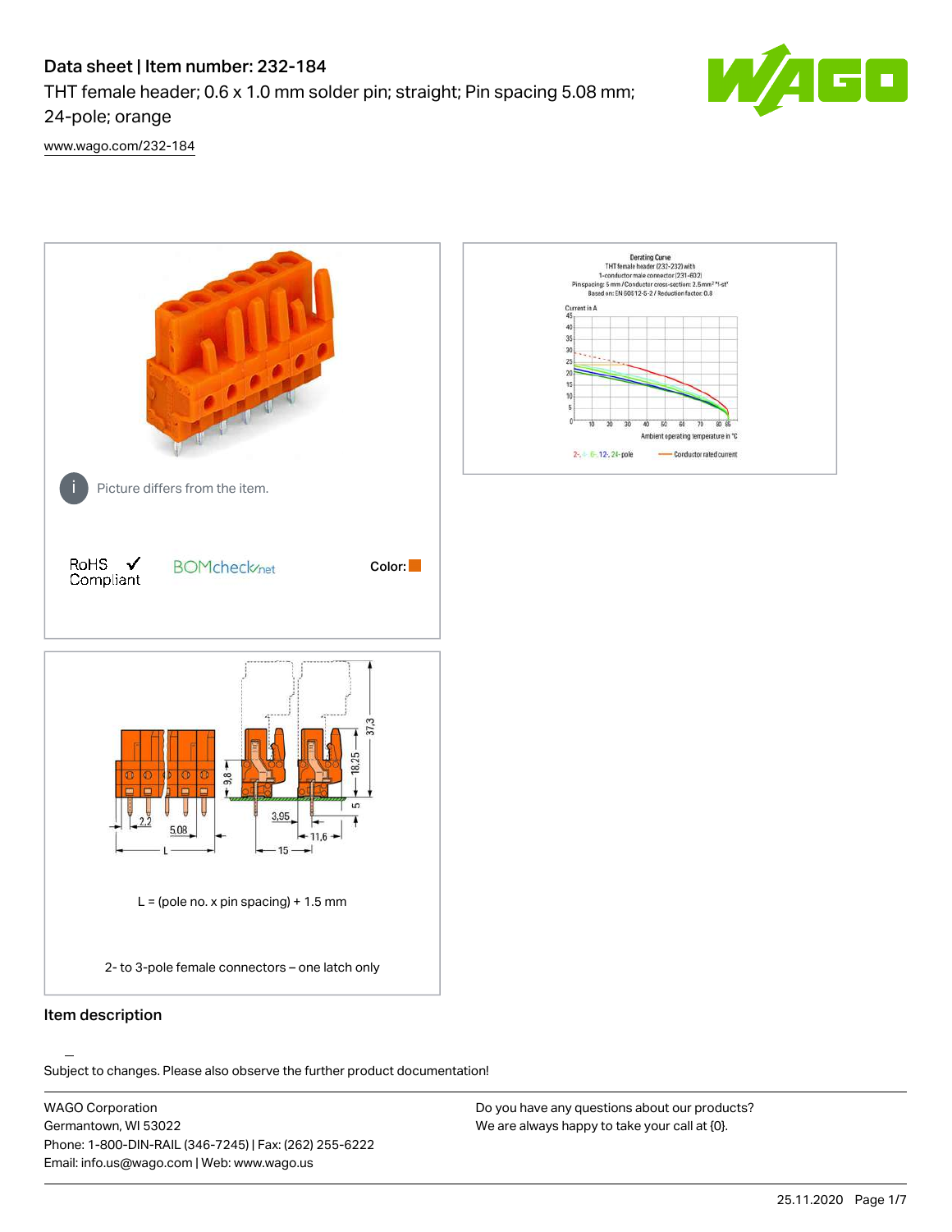# Data sheet | Item number: 232-184

THT female header; 0.6 x 1.0 mm solder pin; straight; Pin spacing 5.08 mm; 24-pole; orange

www.wago.com/232-184

Picture differs from the item.

RoHS ✓ Compliant

BOMcheck.net

Color:

L = (pole no. x pin spacing) + 1.5 mm

2- to 3-pole female connectors – one latch only

## Item description

Subject to changes. Please also observe the further product documentation!

WAGO Corporation
Germantown, WI 53022
Phone: 1-800-DIN-RAIL (346-7245) | Fax: (262) 255-6222
Email: info.us@wago.com | Web: www.wago.us

Do you have any questions about our products?
We are always happy to take your call at {0}.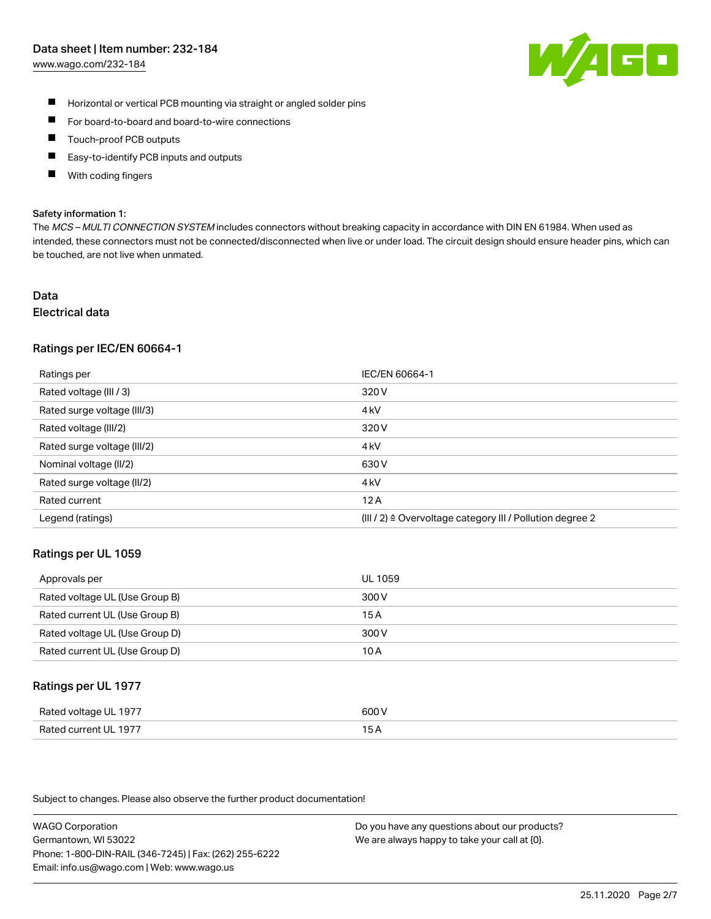- Horizontal or vertical PCB mounting via straight or angled solder pins
- For board-to-board and board-to-wire connections
- Touch-proof PCB outputs
- Easy-to-identify PCB inputs and outputs
- With coding fingers

**Safety information 1:**

The *MCS – MULTI CONNECTION SYSTEM* includes connectors without breaking capacity in accordance with DIN EN 61984. When used as intended, these connectors must not be connected/disconnected when live or under load. The circuit design should ensure header pins, which can be touched, are not live when unmated.

# Data

## Electrical data

### Ratings per IEC/EN 60664-1

| Ratings per | IEC/EN 60664-1 |
|---|---|
| Rated voltage (III / 3) | 320 V |
| Rated surge voltage (III/3) | 4 kV |
| Rated voltage (III/2) | 320 V |
| Rated surge voltage (III/2) | 4 kV |
| Nominal voltage (II/2) | 630 V |
| Rated surge voltage (II/2) | 4 kV |
| Rated current | 12 A |
| Legend (ratings) | (III / 2) ≙ Overvoltage category III / Pollution degree 2 |

### Ratings per UL 1059

| Approvals per | UL 1059 |
|---|---|
| Rated voltage UL (Use Group B) | 300 V |
| Rated current UL (Use Group B) | 15 A |
| Rated voltage UL (Use Group D) | 300 V |
| Rated current UL (Use Group D) | 10 A |

### Ratings per UL 1977

| Rated voltage UL 1977 | 600 V |
|---|---|
| Rated current UL 1977 | 15 A |

Subject to changes. Please also observe the further product documentation!

WAGO Corporation
Germantown, WI 53022
Phone: 1-800-DIN-RAIL (346-7245) | Fax: (262) 255-6222
Email: info.us@wago.com | Web: www.wago.us

Do you have any questions about our products?
We are always happy to take your call at {0}.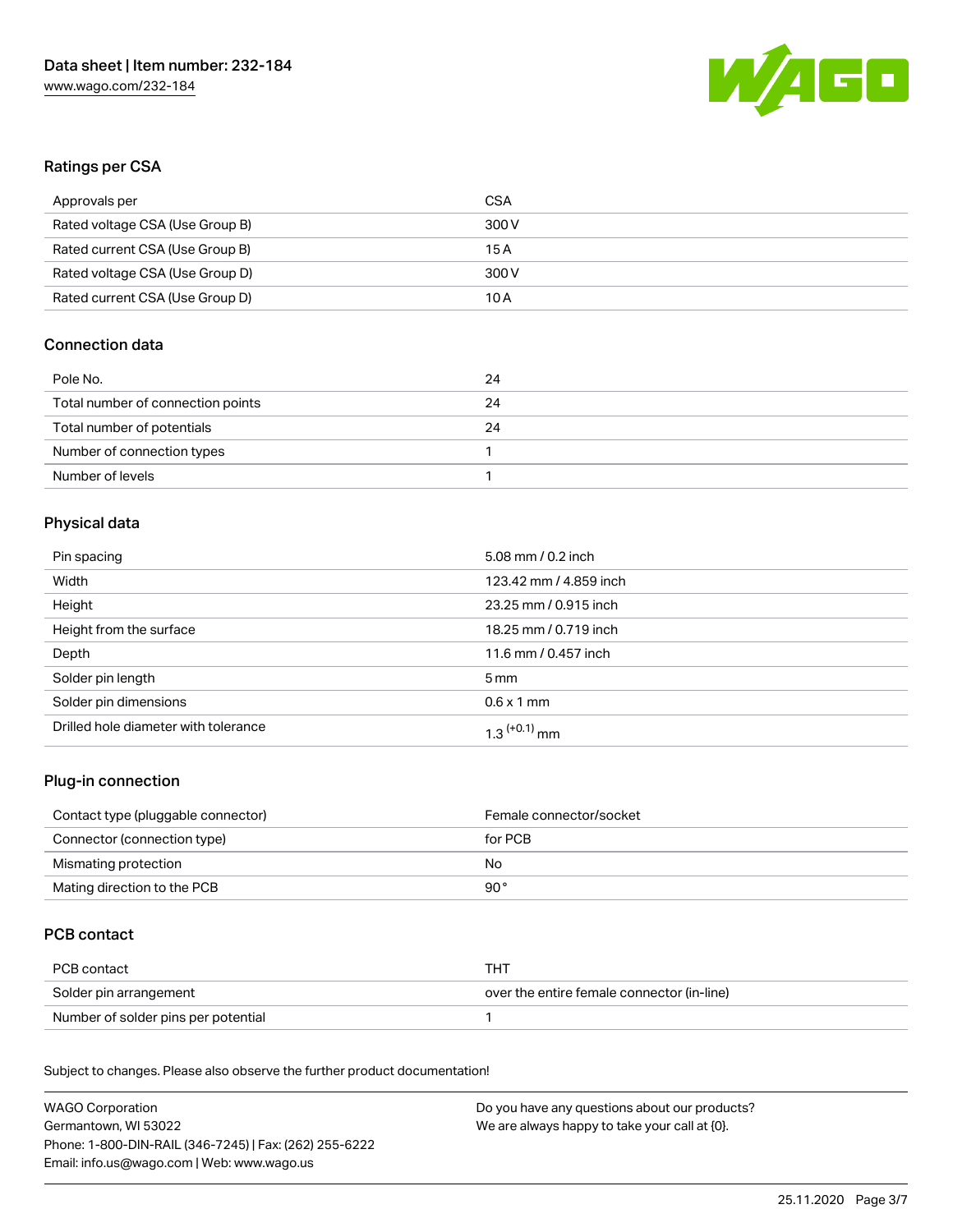## Ratings per CSA

| Approvals per | CSA |
|---|---|
| Rated voltage CSA (Use Group B) | 300 V |
| Rated current CSA (Use Group B) | 15 A |
| Rated voltage CSA (Use Group D) | 300 V |
| Rated current CSA (Use Group D) | 10 A |

## Connection data

| Pole No. | 24 |
|---|---|
| Total number of connection points | 24 |
| Total number of potentials | 24 |
| Number of connection types | 1 |
| Number of levels | 1 |

## Physical data

| Pin spacing | 5.08 mm / 0.2 inch |
|---|---|
| Width | 123.42 mm / 4.859 inch |
| Height | 23.25 mm / 0.915 inch |
| Height from the surface | 18.25 mm / 0.719 inch |
| Depth | 11.6 mm / 0.457 inch |
| Solder pin length | 5 mm |
| Solder pin dimensions | 0.6 x 1 mm |
| Drilled hole diameter with tolerance | $1.3^{(+0.1)}$ mm |

## Plug-in connection

| Contact type (pluggable connector) | Female connector/socket |
|---|---|
| Connector (connection type) | for PCB |
| Mismating protection | No |
| Mating direction to the PCB | 90° |

## PCB contact

| PCB contact | THT |
|---|---|
| Solder pin arrangement | over the entire female connector (in-line) |
| Number of solder pins per potential | 1 |

Subject to changes. Please also observe the further product documentation!

WAGO Corporation
Germantown, WI 53022
Phone: 1-800-DIN-RAIL (346-7245) | Fax: (262) 255-6222
Email: info.us@wago.com | Web: www.wago.us

Do you have any questions about our products?
We are always happy to take your call at {0}.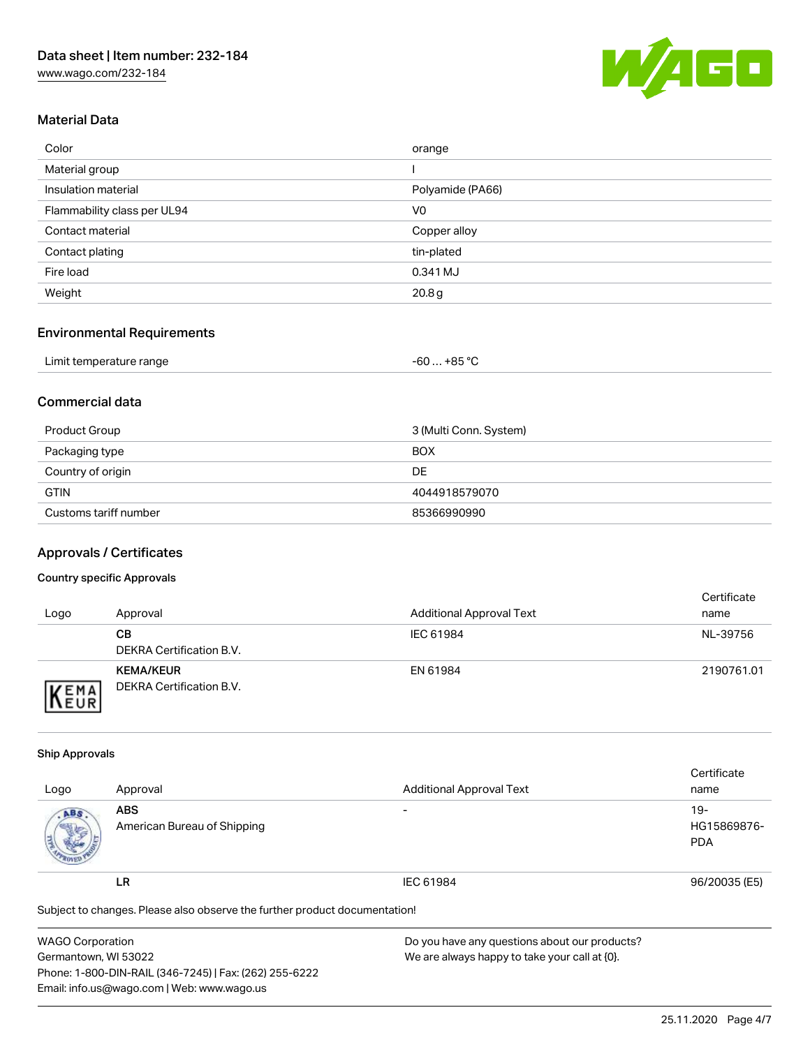## Material Data

| | |
|---|---|
| Color | orange |
| Material group | I |
| Insulation material | Polyamide (PA66) |
| Flammability class per UL94 | V0 |
| Contact material | Copper alloy |
| Contact plating | tin-plated |
| Fire load | 0.341 MJ |
| Weight | 20.8 g |

## Environmental Requirements

| | |
|---|---|
| Limit temperature range | -60 … +85 °C |

## Commercial data

| | |
|---|---|
| Product Group | 3 (Multi Conn. System) |
| Packaging type | BOX |
| Country of origin | DE |
| GTIN | 4044918579070 |
| Customs tariff number | 85366990990 |

## Approvals / Certificates

### Country specific Approvals

| Logo | Approval | Additional Approval Text | Certificate name |
|---|---|---|---|
| | **CB** DEKRA Certification B.V. | IEC 61984 | NL-39756 |
| | **KEMA/KEUR** DEKRA Certification B.V. | EN 61984 | 2190761.01 |

### Ship Approvals

| Logo | Approval | Additional Approval Text | Certificate name |
|---|---|---|---|
| | **ABS** American Bureau of Shipping | - | 19-HG15869876-PDA |
| | **LR** | IEC 61984 | 96/20035 (E5) |

Subject to changes. Please also observe the further product documentation!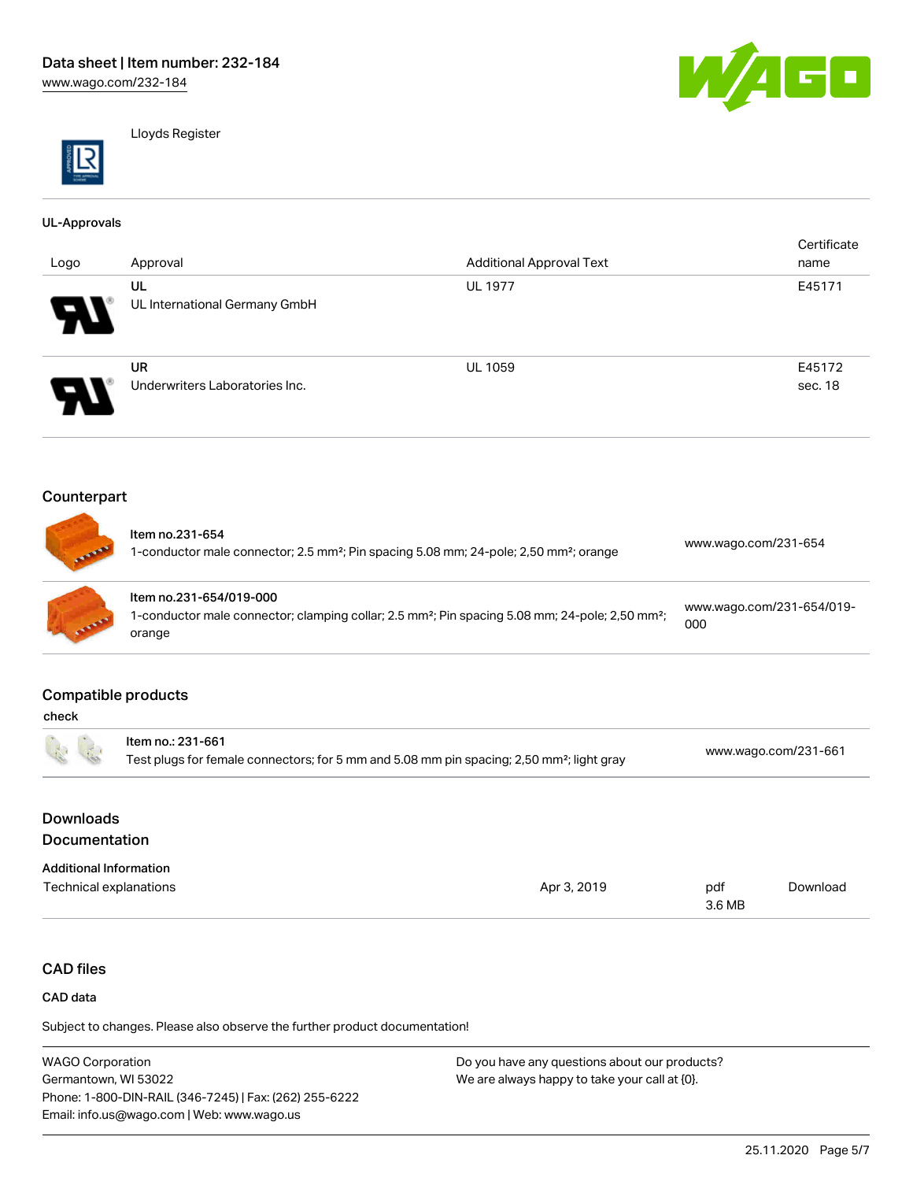Lloyds Register

### UL-Approvals

| Logo | Approval | Additional Approval Text | Certificate name |
|---|---|---|---|
| | UL<br>UL International Germany GmbH | UL 1977 | E45171 |
| | UR<br>Underwriters Laboratories Inc. | UL 1059 | E45172 sec. 18 |

## Counterpart

| | | |
|---|---|---|
| | **Item no.231-654**<br>1-conductor male connector; 2.5 mm²; Pin spacing 5.08 mm; 24-pole; 2,50 mm²; orange | www.wago.com/231-654 |
| | **Item no.231-654/019-000**<br>1-conductor male connector; clamping collar; 2.5 mm²; Pin spacing 5.08 mm; 24-pole; 2,50 mm²; orange | www.wago.com/231-654/019-000 |

## Compatible products

### check

| | | |
|---|---|---|
| | Item no.: 231-661<br>Test plugs for female connectors; for 5 mm and 5.08 mm pin spacing; 2,50 mm²; light gray | www.wago.com/231-661 |

## Downloads
## Documentation

### Additional Information

| | | | |
|---|---|---|---|
| Technical explanations | Apr 3, 2019 | pdf<br>3.6 MB | Download |

## CAD files

### CAD data

Subject to changes. Please also observe the further product documentation!

WAGO Corporation
Germantown, WI 53022
Phone: 1-800-DIN-RAIL (346-7245) | Fax: (262) 255-6222
Email: info.us@wago.com | Web: www.wago.us

Do you have any questions about our products?
We are always happy to take your call at {0}.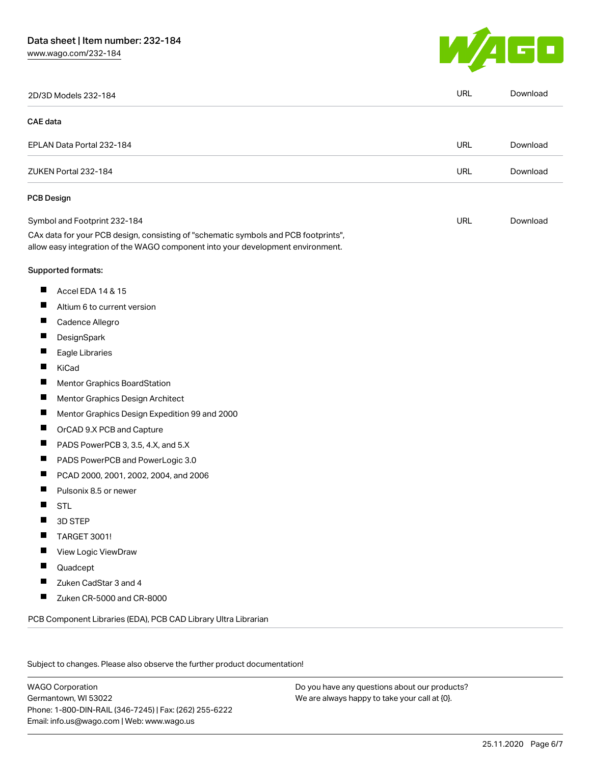| 2D/3D Models 232-184 | URL | Download |
| --- | --- | --- |

### CAE data

| EPLAN Data Portal 232-184 | URL | Download |
| --- | --- | --- |
| ZUKEN Portal 232-184 | URL | Download |

### PCB Design

| Symbol and Footprint 232-184 | URL | Download |
| --- | --- | --- |

CAx data for your PCB design, consisting of "schematic symbols and PCB footprints", allow easy integration of the WAGO component into your development environment.

Supported formats:

- Accel EDA 14 & 15
- Altium 6 to current version
- Cadence Allegro
- DesignSpark
- Eagle Libraries
- KiCad
- Mentor Graphics BoardStation
- Mentor Graphics Design Architect
- Mentor Graphics Design Expedition 99 and 2000
- OrCAD 9.X PCB and Capture
- PADS PowerPCB 3, 3.5, 4.X, and 5.X
- PADS PowerPCB and PowerLogic 3.0
- PCAD 2000, 2001, 2002, 2004, and 2006
- Pulsonix 8.5 or newer
- STL
- 3D STEP
- TARGET 3001!
- View Logic ViewDraw
- Quadcept
- Zuken CadStar 3 and 4
- Zuken CR-5000 and CR-8000

PCB Component Libraries (EDA), PCB CAD Library Ultra Librarian

Subject to changes. Please also observe the further product documentation!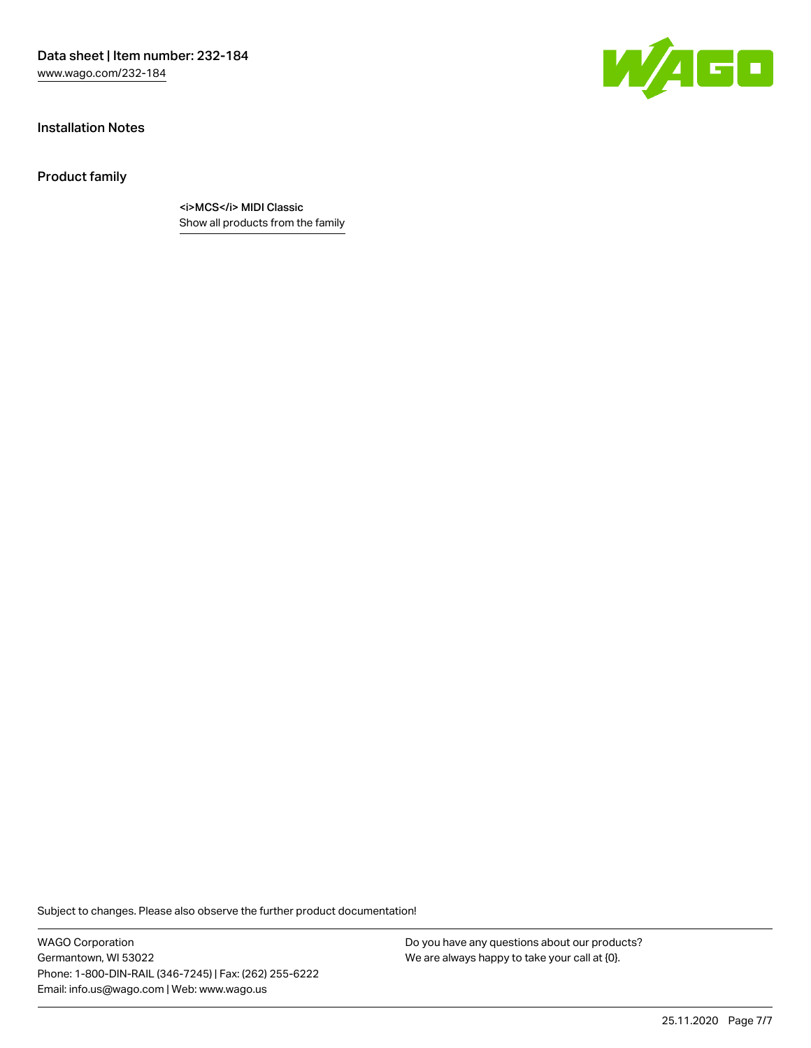## Installation Notes

## Product family

<i>MCS</i> MIDI Classic
Show all products from the family

Subject to changes. Please also observe the further product documentation!

WAGO Corporation
Germantown, WI 53022
Phone: 1-800-DIN-RAIL (346-7245) | Fax: (262) 255-6222
Email: info.us@wago.com | Web: www.wago.us

Do you have any questions about our products?
We are always happy to take your call at {0}.